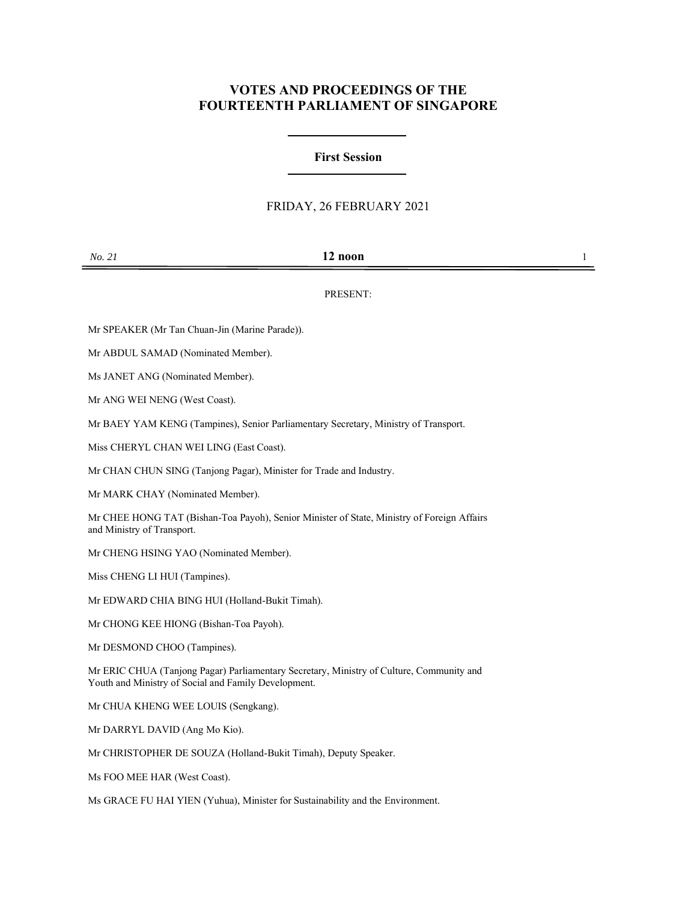# VOTES AND PROCEEDINGS OF THE FOURTEENTH PARLIAMENT OF SINGAPORE

## First Session

FRIDAY, 26 FEBRUARY 2021

*No. 21* **12 noon**

PRESENT:

Mr SPEAKER (Mr Tan Chuan-Jin (Marine Parade)).

Mr ABDUL SAMAD (Nominated Member).

Ms JANET ANG (Nominated Member).

Mr ANG WEI NENG (West Coast).

Mr BAEY YAM KENG (Tampines), Senior Parliamentary Secretary, Ministry of Transport.

Miss CHERYL CHAN WEI LING (East Coast).

Mr CHAN CHUN SING (Tanjong Pagar), Minister for Trade and Industry.

Mr MARK CHAY (Nominated Member).

Mr CHEE HONG TAT (Bishan-Toa Payoh), Senior Minister of State, Ministry of Foreign Affairs and Ministry of Transport.

Mr CHENG HSING YAO (Nominated Member).

Miss CHENG LI HUI (Tampines).

Mr EDWARD CHIA BING HUI (Holland-Bukit Timah).

Mr CHONG KEE HIONG (Bishan-Toa Payoh).

Mr DESMOND CHOO (Tampines).

Mr ERIC CHUA (Tanjong Pagar) Parliamentary Secretary, Ministry of Culture, Community and Youth and Ministry of Social and Family Development.

Mr CHUA KHENG WEE LOUIS (Sengkang).

Mr DARRYL DAVID (Ang Mo Kio).

Mr CHRISTOPHER DE SOUZA (Holland-Bukit Timah), Deputy Speaker.

Ms FOO MEE HAR (West Coast).

Ms GRACE FU HAI YIEN (Yuhua), Minister for Sustainability and the Environment.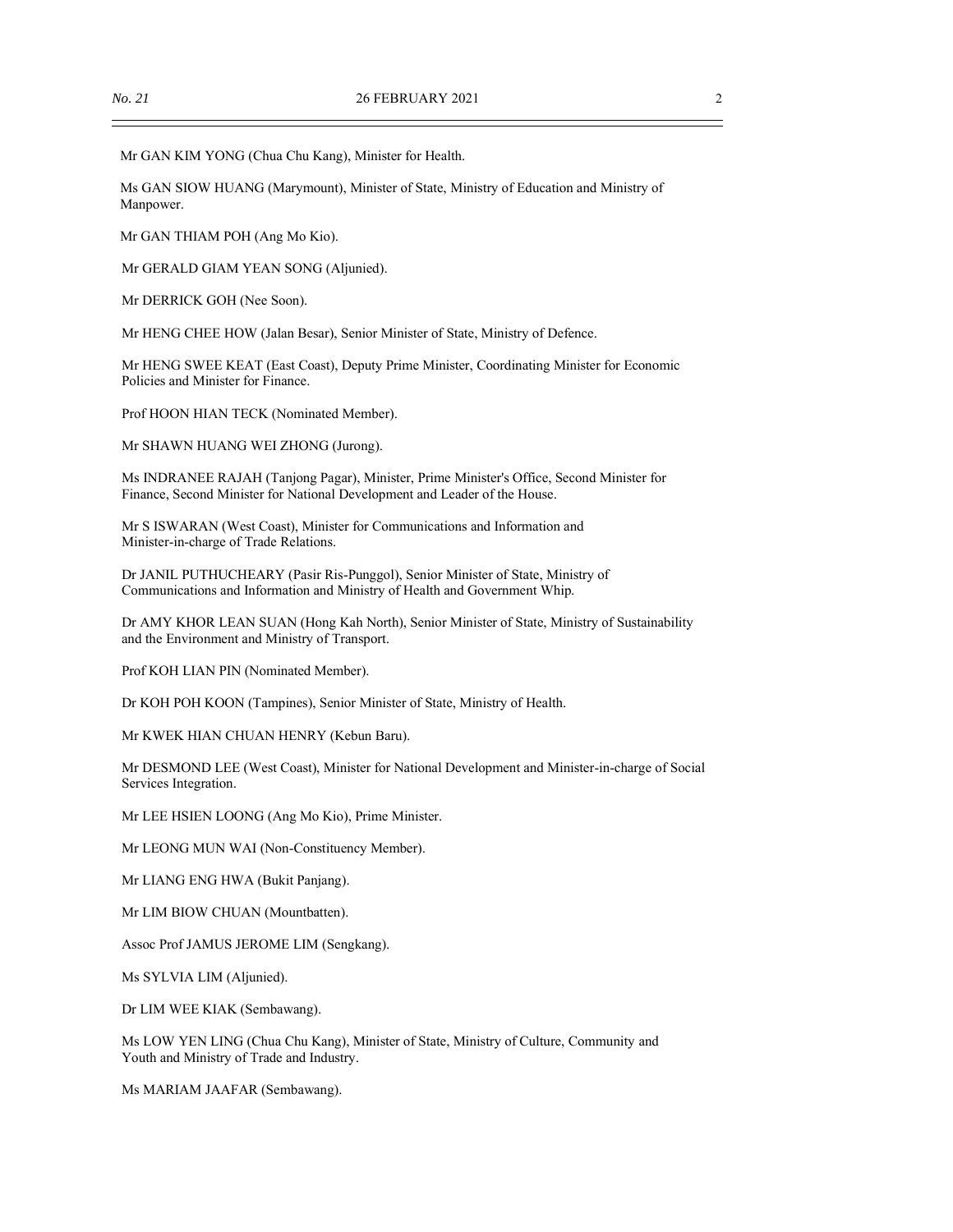Mr GAN KIM YONG (Chua Chu Kang), Minister for Health.

Ms GAN SIOW HUANG (Marymount), Minister of State, Ministry of Education and Ministry of Manpower.

Mr GAN THIAM POH (Ang Mo Kio).

Mr GERALD GIAM YEAN SONG (Aljunied).

Mr DERRICK GOH (Nee Soon).

Mr HENG CHEE HOW (Jalan Besar), Senior Minister of State, Ministry of Defence.

Mr HENG SWEE KEAT (East Coast), Deputy Prime Minister, Coordinating Minister for Economic Policies and Minister for Finance.

Prof HOON HIAN TECK (Nominated Member).

Mr SHAWN HUANG WEI ZHONG (Jurong).

Ms INDRANEE RAJAH (Tanjong Pagar), Minister, Prime Minister's Office, Second Minister for Finance, Second Minister for National Development and Leader of the House.

Mr S ISWARAN (West Coast), Minister for Communications and Information and Minister-in-charge of Trade Relations.

Dr JANIL PUTHUCHEARY (Pasir Ris-Punggol), Senior Minister of State, Ministry of Communications and Information and Ministry of Health and Government Whip.

Dr AMY KHOR LEAN SUAN (Hong Kah North), Senior Minister of State, Ministry of Sustainability and the Environment and Ministry of Transport.

Prof KOH LIAN PIN (Nominated Member).

Dr KOH POH KOON (Tampines), Senior Minister of State, Ministry of Health.

Mr KWEK HIAN CHUAN HENRY (Kebun Baru).

Mr DESMOND LEE (West Coast), Minister for National Development and Minister-in-charge of Social Services Integration.

Mr LEE HSIEN LOONG (Ang Mo Kio), Prime Minister.

Mr LEONG MUN WAI (Non-Constituency Member).

Mr LIANG ENG HWA (Bukit Panjang).

Mr LIM BIOW CHUAN (Mountbatten).

Assoc Prof JAMUS JEROME LIM (Sengkang).

Ms SYLVIA LIM (Aljunied).

Dr LIM WEE KIAK (Sembawang).

Ms LOW YEN LING (Chua Chu Kang), Minister of State, Ministry of Culture, Community and Youth and Ministry of Trade and Industry.

Ms MARIAM JAAFAR (Sembawang).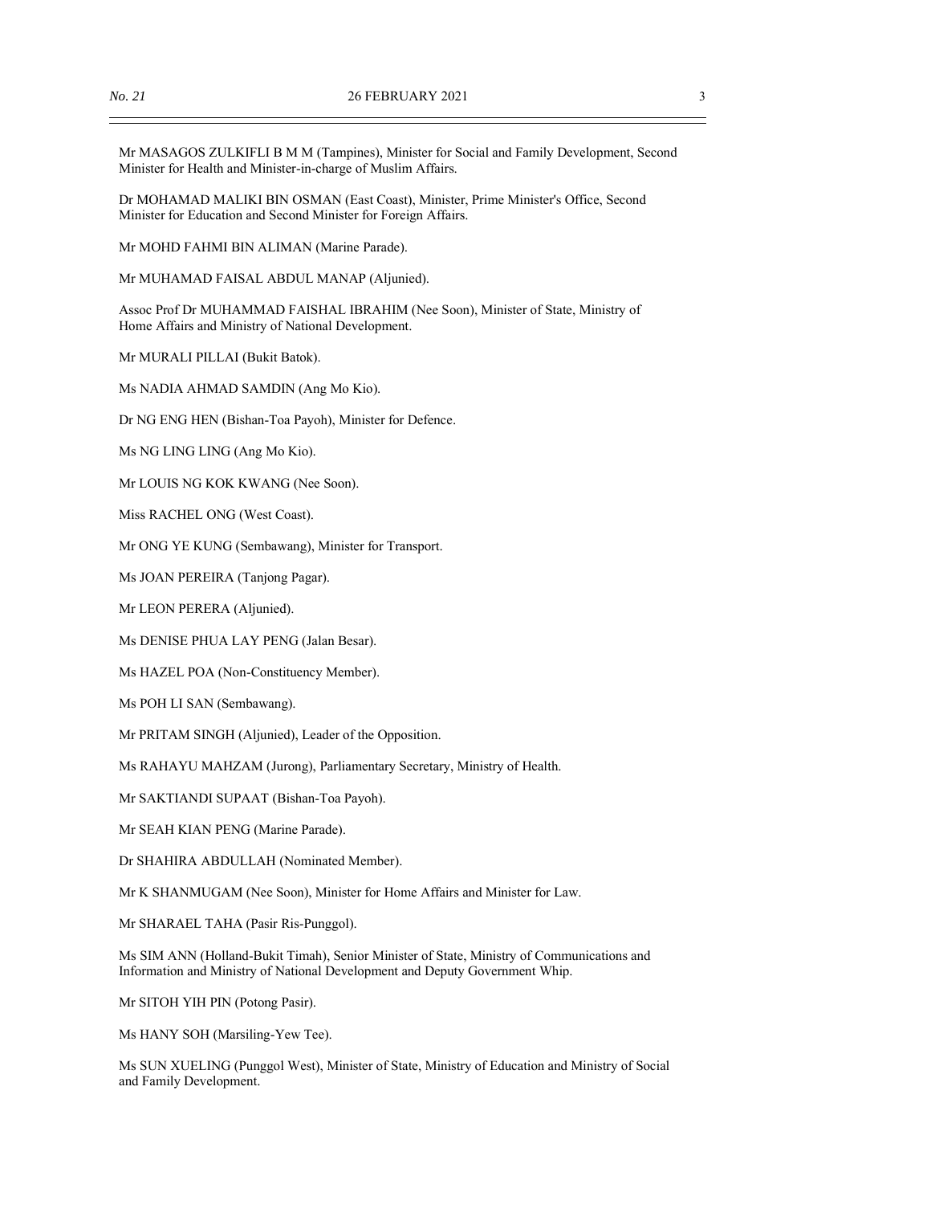Mr MASAGOS ZULKIFLI B M M (Tampines), Minister for Social and Family Development, Second Minister for Health and Minister-in-charge of Muslim Affairs.

Dr MOHAMAD MALIKI BIN OSMAN (East Coast), Minister, Prime Minister's Office, Second Minister for Education and Second Minister for Foreign Affairs.

Mr MOHD FAHMI BIN ALIMAN (Marine Parade).

Mr MUHAMAD FAISAL ABDUL MANAP (Aljunied).

Assoc Prof Dr MUHAMMAD FAISHAL IBRAHIM (Nee Soon), Minister of State, Ministry of Home Affairs and Ministry of National Development.

Mr MURALI PILLAI (Bukit Batok).

Ms NADIA AHMAD SAMDIN (Ang Mo Kio).

Dr NG ENG HEN (Bishan-Toa Payoh), Minister for Defence.

Ms NG LING LING (Ang Mo Kio).

Mr LOUIS NG KOK KWANG (Nee Soon).

Miss RACHEL ONG (West Coast).

Mr ONG YE KUNG (Sembawang), Minister for Transport.

Ms JOAN PEREIRA (Tanjong Pagar).

Mr LEON PERERA (Aljunied).

Ms DENISE PHUA LAY PENG (Jalan Besar).

Ms HAZEL POA (Non-Constituency Member).

Ms POH LI SAN (Sembawang).

Mr PRITAM SINGH (Aljunied), Leader of the Opposition.

Ms RAHAYU MAHZAM (Jurong), Parliamentary Secretary, Ministry of Health.

Mr SAKTIANDI SUPAAT (Bishan-Toa Payoh).

Mr SEAH KIAN PENG (Marine Parade).

Dr SHAHIRA ABDULLAH (Nominated Member).

Mr K SHANMUGAM (Nee Soon), Minister for Home Affairs and Minister for Law.

Mr SHARAEL TAHA (Pasir Ris-Punggol).

Ms SIM ANN (Holland-Bukit Timah), Senior Minister of State, Ministry of Communications and Information and Ministry of National Development and Deputy Government Whip.

Mr SITOH YIH PIN (Potong Pasir).

Ms HANY SOH (Marsiling-Yew Tee).

Ms SUN XUELING (Punggol West), Minister of State, Ministry of Education and Ministry of Social and Family Development.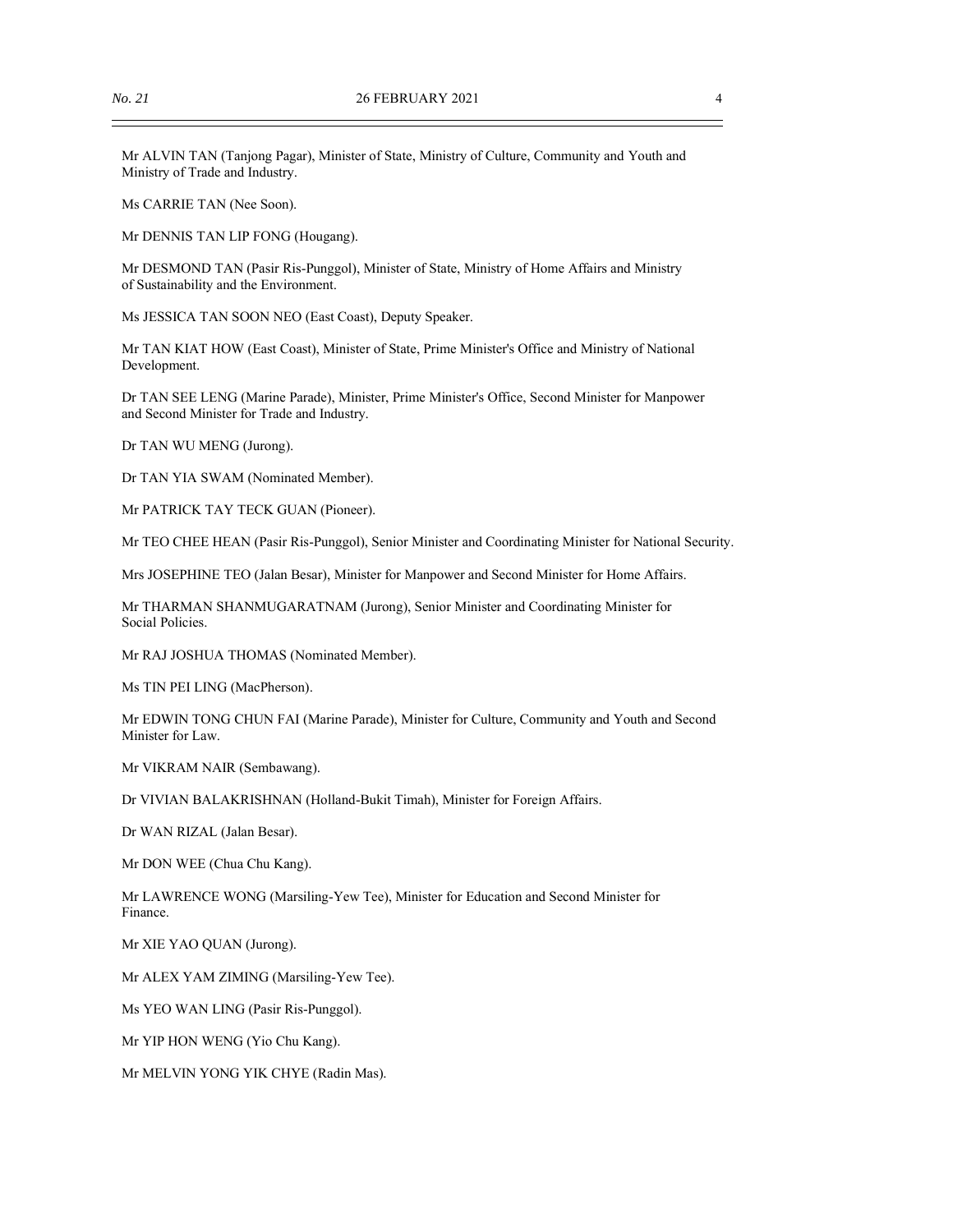Mr ALVIN TAN (Tanjong Pagar), Minister of State, Ministry of Culture, Community and Youth and Ministry of Trade and Industry.

Ms CARRIE TAN (Nee Soon).

Mr DENNIS TAN LIP FONG (Hougang).

Mr DESMOND TAN (Pasir Ris-Punggol), Minister of State, Ministry of Home Affairs and Ministry of Sustainability and the Environment.

Ms JESSICA TAN SOON NEO (East Coast), Deputy Speaker.

Mr TAN KIAT HOW (East Coast), Minister of State, Prime Minister's Office and Ministry of National Development.

Dr TAN SEE LENG (Marine Parade), Minister, Prime Minister's Office, Second Minister for Manpower and Second Minister for Trade and Industry.

Dr TAN WU MENG (Jurong).

Dr TAN YIA SWAM (Nominated Member).

Mr PATRICK TAY TECK GUAN (Pioneer).

Mr TEO CHEE HEAN (Pasir Ris-Punggol), Senior Minister and Coordinating Minister for National Security.

Mrs JOSEPHINE TEO (Jalan Besar), Minister for Manpower and Second Minister for Home Affairs.

Mr THARMAN SHANMUGARATNAM (Jurong), Senior Minister and Coordinating Minister for Social Policies.

Mr RAJ JOSHUA THOMAS (Nominated Member).

Ms TIN PEI LING (MacPherson).

Mr EDWIN TONG CHUN FAI (Marine Parade), Minister for Culture, Community and Youth and Second Minister for Law.

Mr VIKRAM NAIR (Sembawang).

Dr VIVIAN BALAKRISHNAN (Holland-Bukit Timah), Minister for Foreign Affairs.

Dr WAN RIZAL (Jalan Besar).

Mr DON WEE (Chua Chu Kang).

Mr LAWRENCE WONG (Marsiling-Yew Tee), Minister for Education and Second Minister for Finance.

Mr XIE YAO QUAN (Jurong).

Mr ALEX YAM ZIMING (Marsiling-Yew Tee).

Ms YEO WAN LING (Pasir Ris-Punggol).

Mr YIP HON WENG (Yio Chu Kang).

Mr MELVIN YONG YIK CHYE (Radin Mas).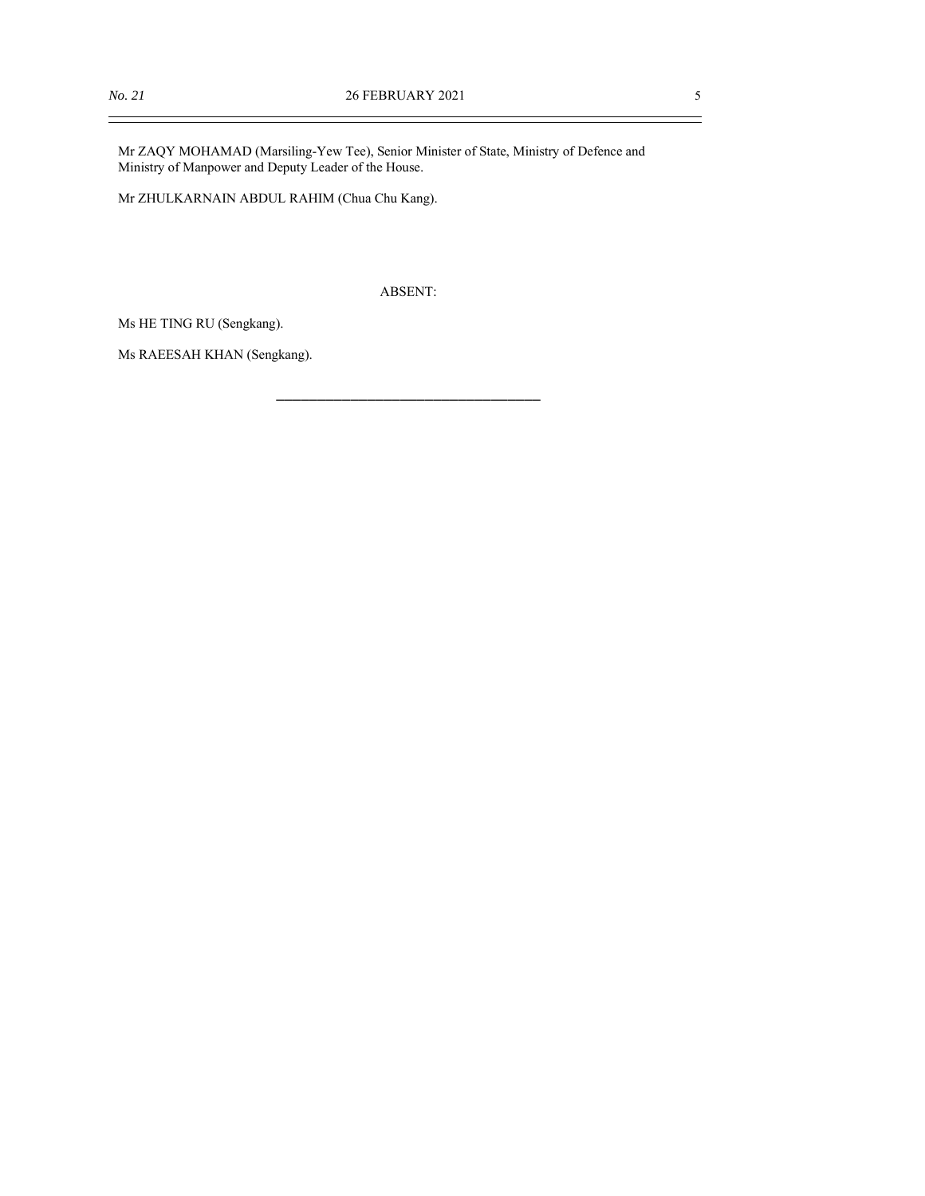Mr ZAQY MOHAMAD (Marsiling-Yew Tee), Senior Minister of State, Ministry of Defence and Ministry of Manpower and Deputy Leader of the House.

Mr ZHULKARNAIN ABDUL RAHIM (Chua Chu Kang).

ABSENT:

Ms HE TING RU (Sengkang).

Ms RAEESAH KHAN (Sengkang).

---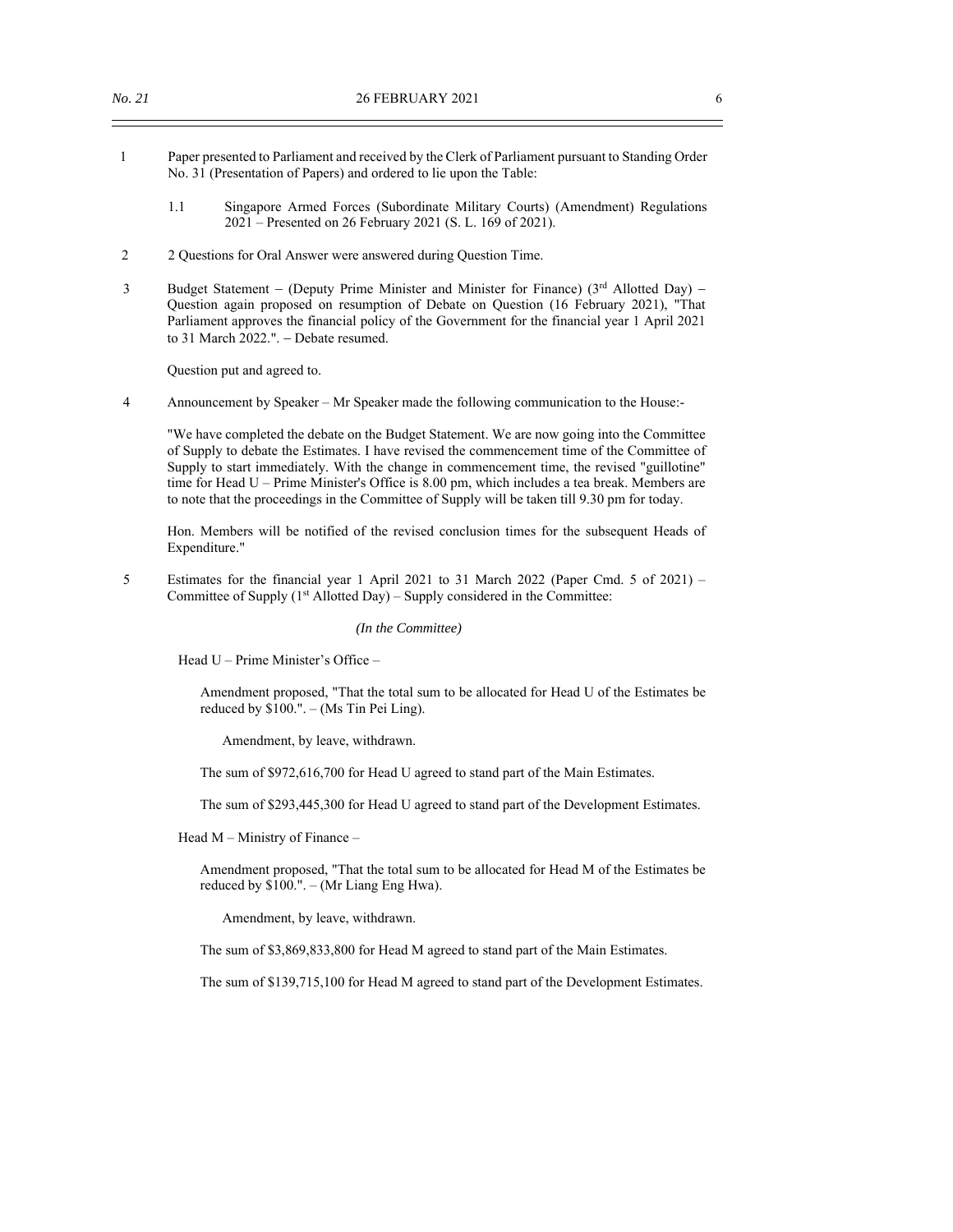1 Paper presented to Parliament and received by the Clerk of Parliament pursuant to Standing Order No. 31 (Presentation of Papers) and ordered to lie upon the Table:

1.1 Singapore Armed Forces (Subordinate Military Courts) (Amendment) Regulations 2021 – Presented on 26 February 2021 (S. L. 169 of 2021).

2 2 Questions for Oral Answer were answered during Question Time.

3 Budget Statement – (Deputy Prime Minister and Minister for Finance) (3rd Allotted Day) – Question again proposed on resumption of Debate on Question (16 February 2021), "That Parliament approves the financial policy of the Government for the financial year 1 April 2021 to 31 March 2022.". – Debate resumed.

Question put and agreed to.

4 Announcement by Speaker – Mr Speaker made the following communication to the House:-

"We have completed the debate on the Budget Statement. We are now going into the Committee of Supply to debate the Estimates. I have revised the commencement time of the Committee of Supply to start immediately. With the change in commencement time, the revised "guillotine" time for Head U – Prime Minister's Office is 8.00 pm, which includes a tea break. Members are to note that the proceedings in the Committee of Supply will be taken till 9.30 pm for today.

Hon. Members will be notified of the revised conclusion times for the subsequent Heads of Expenditure."

5 Estimates for the financial year 1 April 2021 to 31 March 2022 (Paper Cmd. 5 of 2021) – Committee of Supply (1st Allotted Day) – Supply considered in the Committee:

*(In the Committee)*

Head U – Prime Minister's Office –

Amendment proposed, "That the total sum to be allocated for Head U of the Estimates be reduced by $100.". – (Ms Tin Pei Ling).

Amendment, by leave, withdrawn.

The sum of $972,616,700 for Head U agreed to stand part of the Main Estimates.

The sum of $293,445,300 for Head U agreed to stand part of the Development Estimates.

Head M – Ministry of Finance –

Amendment proposed, "That the total sum to be allocated for Head M of the Estimates be reduced by $100.". – (Mr Liang Eng Hwa).

Amendment, by leave, withdrawn.

The sum of $3,869,833,800 for Head M agreed to stand part of the Main Estimates.

The sum of $139,715,100 for Head M agreed to stand part of the Development Estimates.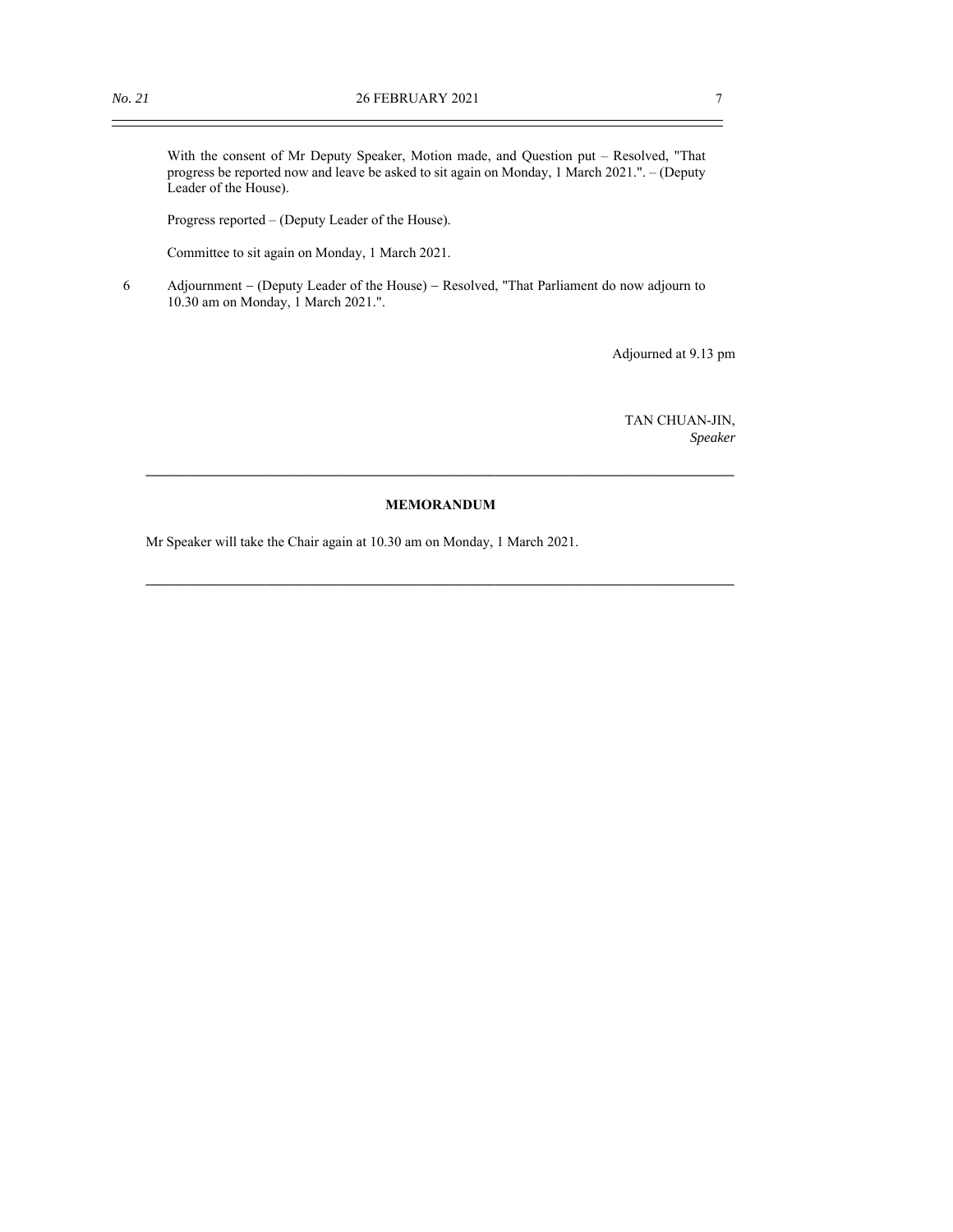With the consent of Mr Deputy Speaker, Motion made, and Question put – Resolved, "That progress be reported now and leave be asked to sit again on Monday, 1 March 2021.". – (Deputy Leader of the House).

Progress reported – (Deputy Leader of the House).

Committee to sit again on Monday, 1 March 2021.

6 Adjournment – (Deputy Leader of the House) – Resolved, "That Parliament do now adjourn to 10.30 am on Monday, 1 March 2021.".

Adjourned at 9.13 pm

TAN CHUAN-JIN,
*Speaker*

---

**MEMORANDUM**

Mr Speaker will take the Chair again at 10.30 am on Monday, 1 March 2021.

---